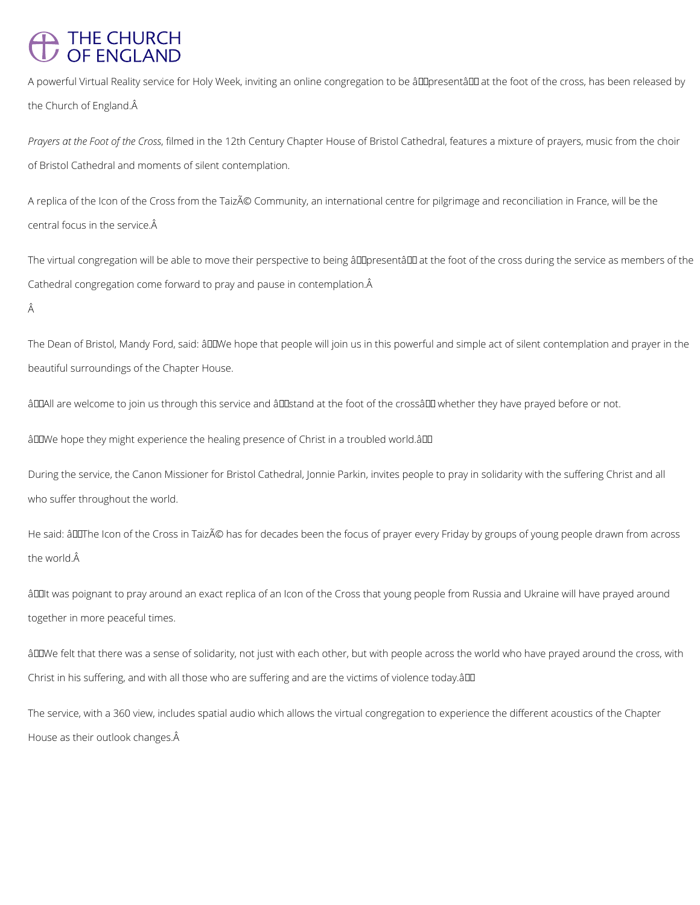A powerful Virtual Reality service for Holy Week, inviting an online congregation to be "present" at the foot of the cross, has been released by the Church of England.

*Prayers at the Foot of the Cross*, filmed in the 12th Century Chapter House of Bristol Cathedral, features a mixture of prayers, music from the choir of Bristol Cathedral and moments of silent contemplation.

A replica of the Icon of the Cross from the Taizé Community, an international centre for pilgrimage and reconciliation in France, will be the central focus in the service.

The virtual congregation will be able to move their perspective to being "present" at the foot of the cross during the service as members of the Cathedral congregation come forward to pray and pause in contemplation.

The Dean of Bristol, Mandy Ford, said: "We hope that people will join us in this powerful and simple act of silent contemplation and prayer in the beautiful surroundings of the Chapter House.

"All are welcome to join us through this service and 'stand at the foot of the cross' whether they have prayed before or not.

"We hope they might experience the healing presence of Christ in a troubled world."

During the service, the Canon Missioner for Bristol Cathedral, Jonnie Parkin, invites people to pray in solidarity with the suffering Christ and all who suffer throughout the world.

He said: "The Icon of the Cross in Taizé has for decades been the focus of prayer every Friday by groups of young people drawn from across the world.

"It was poignant to pray around an exact replica of an Icon of the Cross that young people from Russia and Ukraine will have prayed around together in more peaceful times.

"We felt that there was a sense of solidarity, not just with each other, but with people across the world who have prayed around the cross, with Christ in his suffering, and with all those who are suffering and are the victims of violence today."

The service, with a 360 view, includes spatial audio which allows the virtual congregation to experience the different acoustics of the Chapter House as their outlook changes.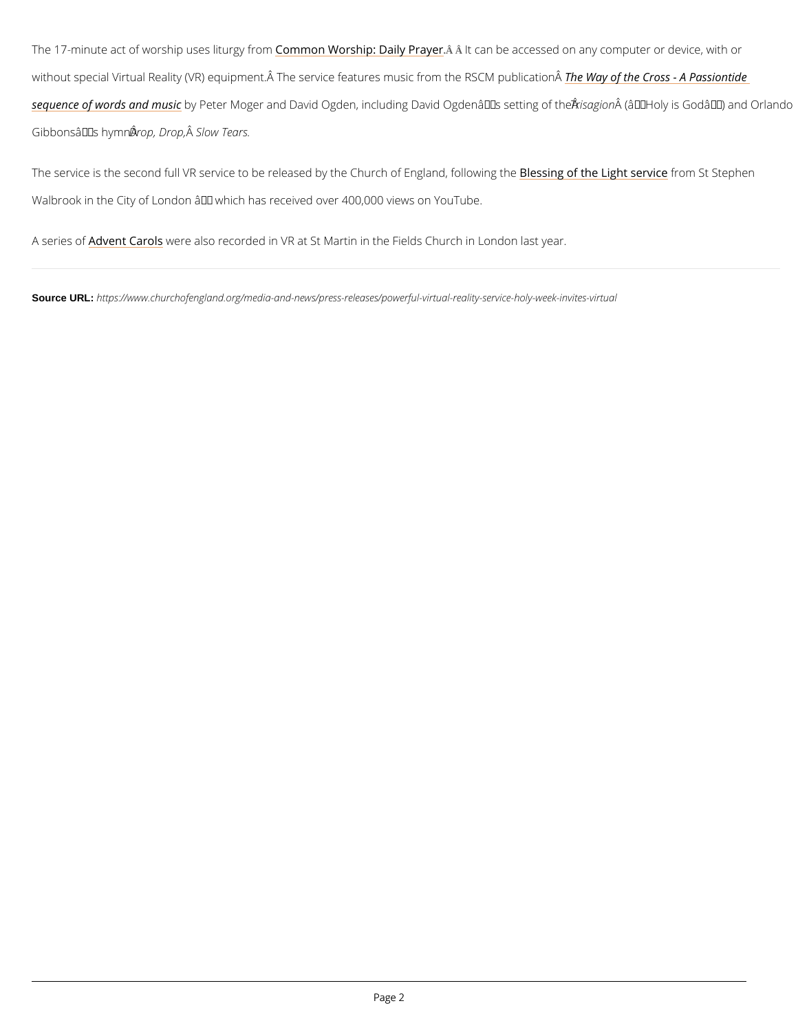The 17-minute act of worship uses liturgy from Common Worship: Daily Prayer.Â Â It can be accessed on any computer or device, with or without special Virtual Reality (VR) equipment.Â The service features music from the RSCM publication *The Way of the Cross - A Passiontide sequence of words and music* by Peter Moger and David Ogden, including David Ogdenâs setting of the *Trisagion* Â (âHoly is Godâ) and Orlando Gibbonsâs hymn *Drop, Drop,Â Slow Tears.*

The service is the second full VR service to be released by the Church of England, following the Blessing of the Light service from St Stephen Walbrook in the City of London â which has received over 400,000 views on YouTube.

A series of Advent Carols were also recorded in VR at St Martin in the Fields Church in London last year.

---

**Source URL:** https://www.churchofengland.org/media-and-news/press-releases/powerful-virtual-reality-service-holy-week-invites-virtual